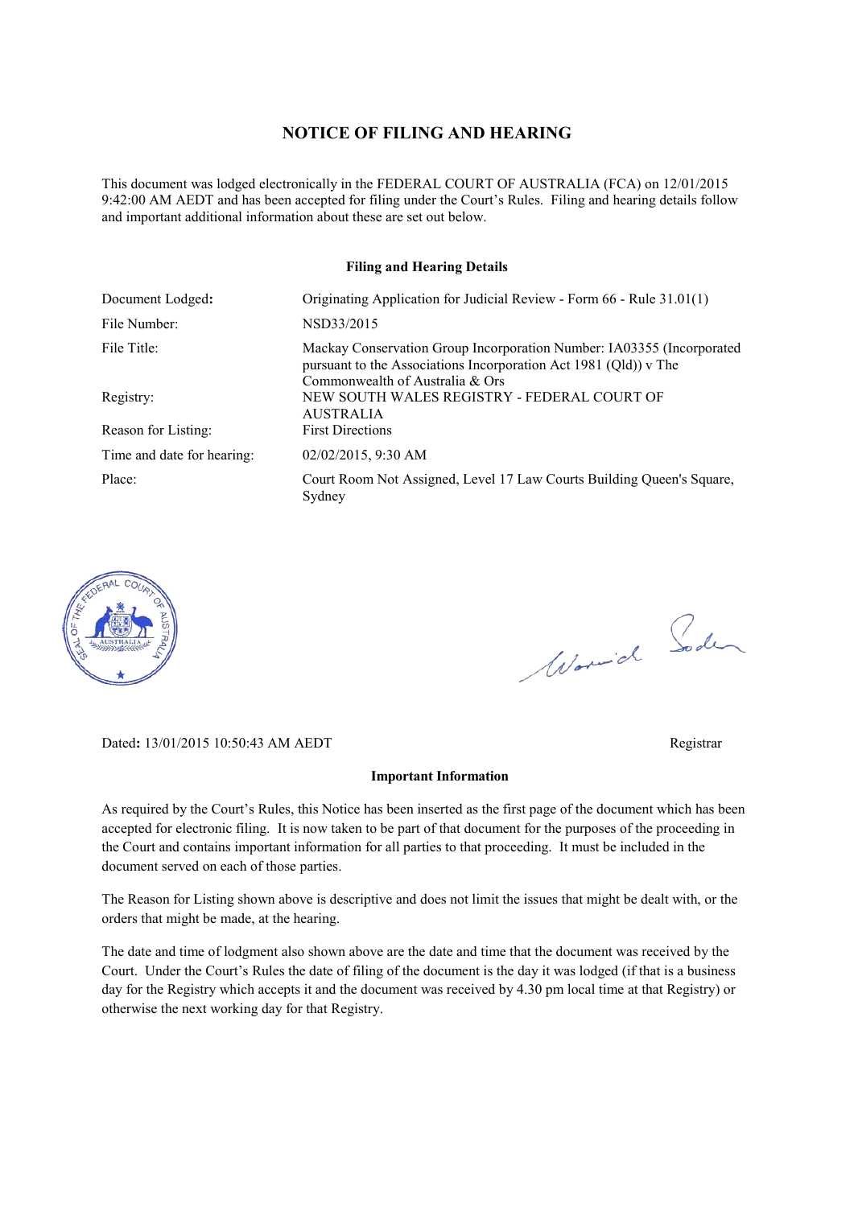# NOTICE OF FILING AND HEARING

This document was lodged electronically in the FEDERAL COURT OF AUSTRALIA (FCA) on 12/01/2015 9:42:00 AM AEDT and has been accepted for filing under the Court's Rules. Filing and hearing details follow and important additional information about these are set out below.

### Filing and Hearing Details

| | |
|---|---|
| Document Lodged**:** | Originating Application for Judicial Review - Form 66 - Rule 31.01(1) |
| File Number: | NSD33/2015 |
| File Title: | Mackay Conservation Group Incorporation Number: IA03355 (Incorporated pursuant to the Associations Incorporation Act 1981 (Qld)) v The Commonwealth of Australia & Ors |
| Registry: | NEW SOUTH WALES REGISTRY - FEDERAL COURT OF AUSTRALIA |
| Reason for Listing: | First Directions |
| Time and date for hearing: | 02/02/2015, 9:30 AM |
| Place: | Court Room Not Assigned, Level 17 Law Courts Building Queen's Square, Sydney |

Dated**:** 13/01/2015 10:50:43 AM AEDT

Registrar

### Important Information

As required by the Court's Rules, this Notice has been inserted as the first page of the document which has been accepted for electronic filing. It is now taken to be part of that document for the purposes of the proceeding in the Court and contains important information for all parties to that proceeding. It must be included in the document served on each of those parties.

The Reason for Listing shown above is descriptive and does not limit the issues that might be dealt with, or the orders that might be made, at the hearing.

The date and time of lodgment also shown above are the date and time that the document was received by the Court. Under the Court's Rules the date of filing of the document is the day it was lodged (if that is a business day for the Registry which accepts it and the document was received by 4.30 pm local time at that Registry) or otherwise the next working day for that Registry.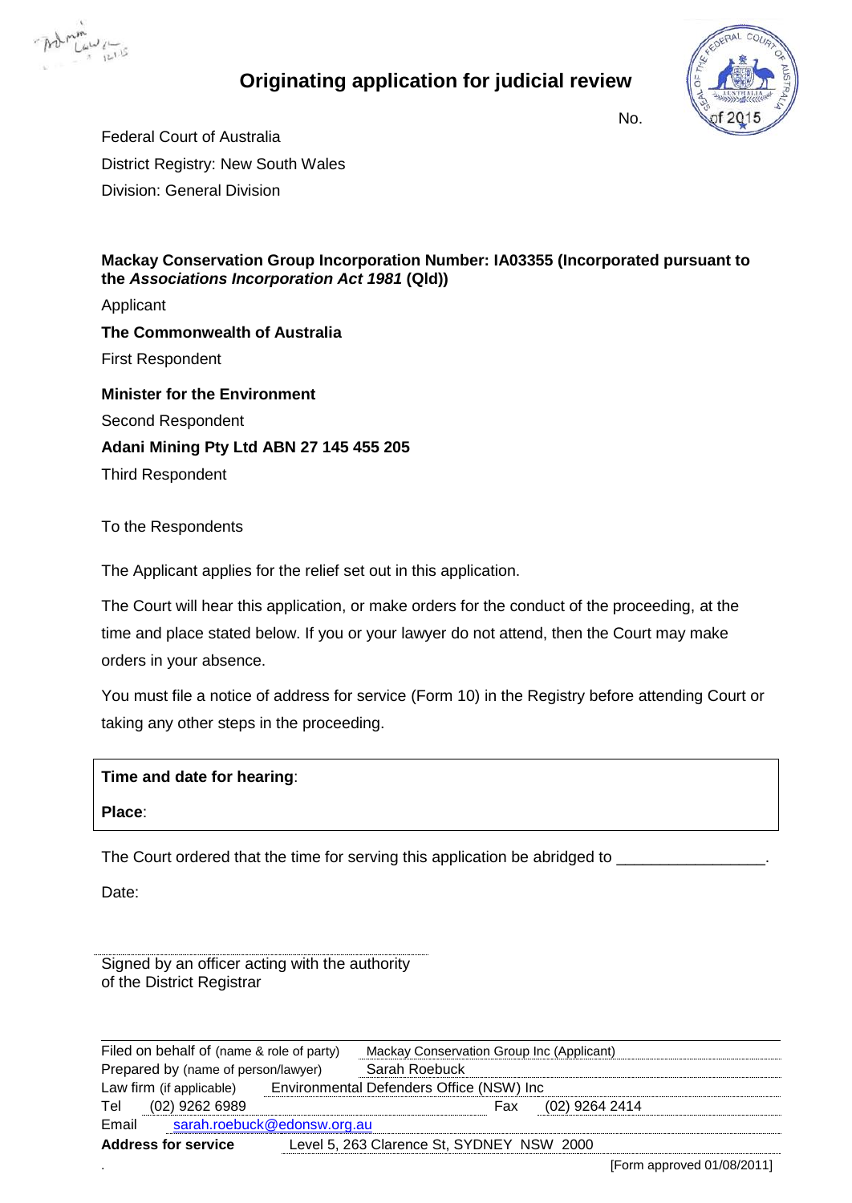# Originating application for judicial review

No. of 2015

Federal Court of Australia

District Registry: New South Wales

Division: General Division

**Mackay Conservation Group Incorporation Number: IA03355 (Incorporated pursuant to the *Associations Incorporation Act 1981* (Qld))**

Applicant

**The Commonwealth of Australia**

First Respondent

**Minister for the Environment**

Second Respondent

**Adani Mining Pty Ltd ABN 27 145 455 205**

Third Respondent

To the Respondents

The Applicant applies for the relief set out in this application.

The Court will hear this application, or make orders for the conduct of the proceeding, at the time and place stated below. If you or your lawyer do not attend, then the Court may make orders in your absence.

You must file a notice of address for service (Form 10) in the Registry before attending Court or taking any other steps in the proceeding.

**Time and date for hearing**:

**Place**:

The Court ordered that the time for serving this application be abridged to _________________.

Date:

Signed by an officer acting with the authority of the District Registrar

| | |
|---|---|
| Filed on behalf of (name & role of party) | Mackay Conservation Group Inc (Applicant) |
| Prepared by (name of person/lawyer) | Sarah Roebuck |
| Law firm (if applicable) | Environmental Defenders Office (NSW) Inc |
| Tel | (02) 9262 6989 | 
| Fax | (02) 9264 2414 |
| Email | sarah.roebuck@edonsw.org.au |
| **Address for service** | Level 5, 263 Clarence St, SYDNEY NSW 2000 |

[Form approved 01/08/2011]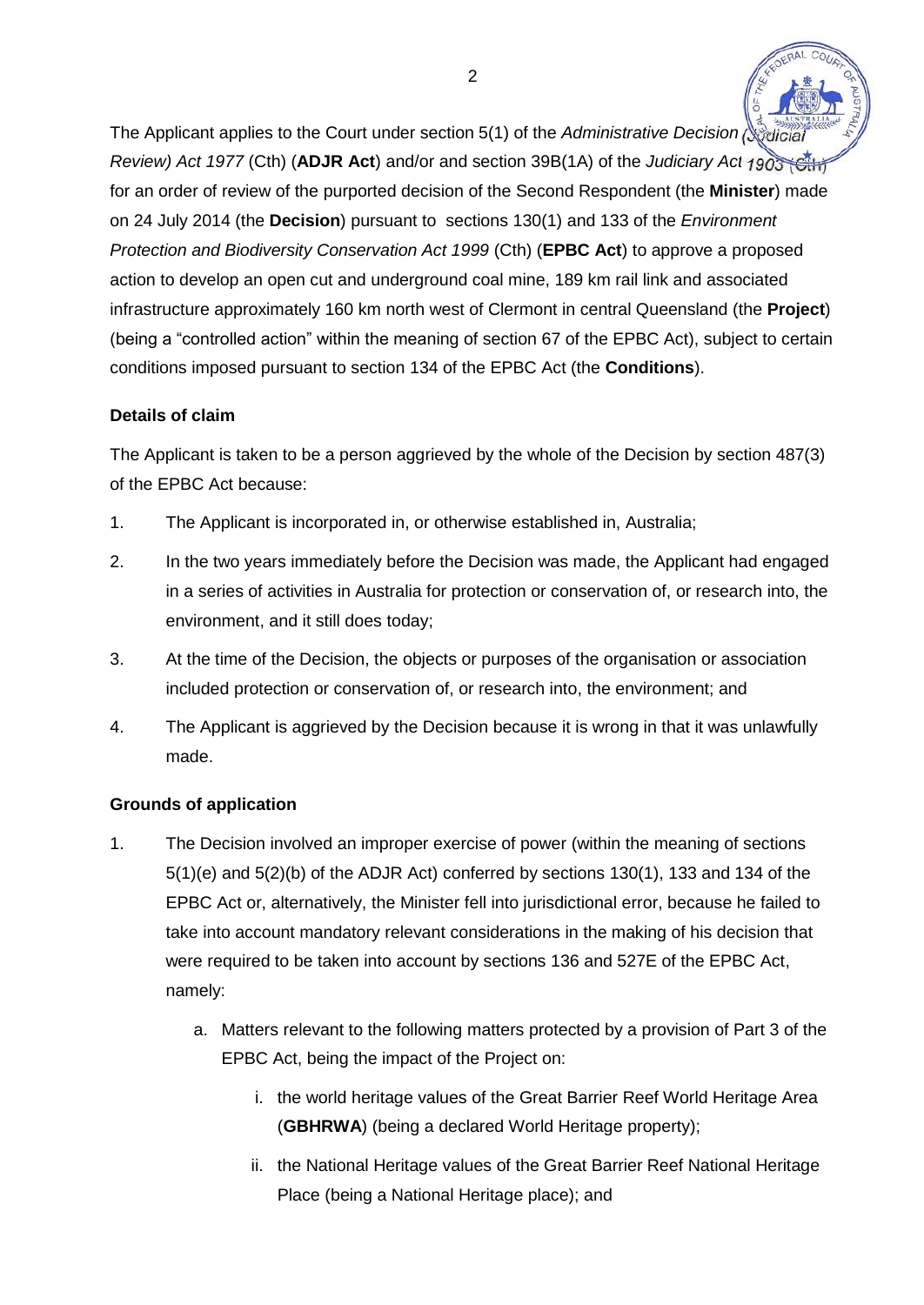The Applicant applies to the Court under section 5(1) of the *Administrative Decisions (Judicial Review) Act 1977* (Cth) (**ADJR Act**) and/or and section 39B(1A) of the *Judiciary Act 1903* (Cth) for an order of review of the purported decision of the Second Respondent (the **Minister**) made on 24 July 2014 (the **Decision**) pursuant to sections 130(1) and 133 of the *Environment Protection and Biodiversity Conservation Act 1999* (Cth) (**EPBC Act**) to approve a proposed action to develop an open cut and underground coal mine, 189 km rail link and associated infrastructure approximately 160 km north west of Clermont in central Queensland (the **Project**) (being a "controlled action" within the meaning of section 67 of the EPBC Act), subject to certain conditions imposed pursuant to section 134 of the EPBC Act (the **Conditions**).

**Details of claim**

The Applicant is taken to be a person aggrieved by the whole of the Decision by section 487(3) of the EPBC Act because:

1. The Applicant is incorporated in, or otherwise established in, Australia;
2. In the two years immediately before the Decision was made, the Applicant had engaged in a series of activities in Australia for protection or conservation of, or research into, the environment, and it still does today;
3. At the time of the Decision, the objects or purposes of the organisation or association included protection or conservation of, or research into, the environment; and
4. The Applicant is aggrieved by the Decision because it is wrong in that it was unlawfully made.

**Grounds of application**

1. The Decision involved an improper exercise of power (within the meaning of sections 5(1)(e) and 5(2)(b) of the ADJR Act) conferred by sections 130(1), 133 and 134 of the EPBC Act or, alternatively, the Minister fell into jurisdictional error, because he failed to take into account mandatory relevant considerations in the making of his decision that were required to be taken into account by sections 136 and 527E of the EPBC Act, namely:
    a. Matters relevant to the following matters protected by a provision of Part 3 of the EPBC Act, being the impact of the Project on:
        i. the world heritage values of the Great Barrier Reef World Heritage Area (**GBHRWA**) (being a declared World Heritage property);
        ii. the National Heritage values of the Great Barrier Reef National Heritage Place (being a National Heritage place); and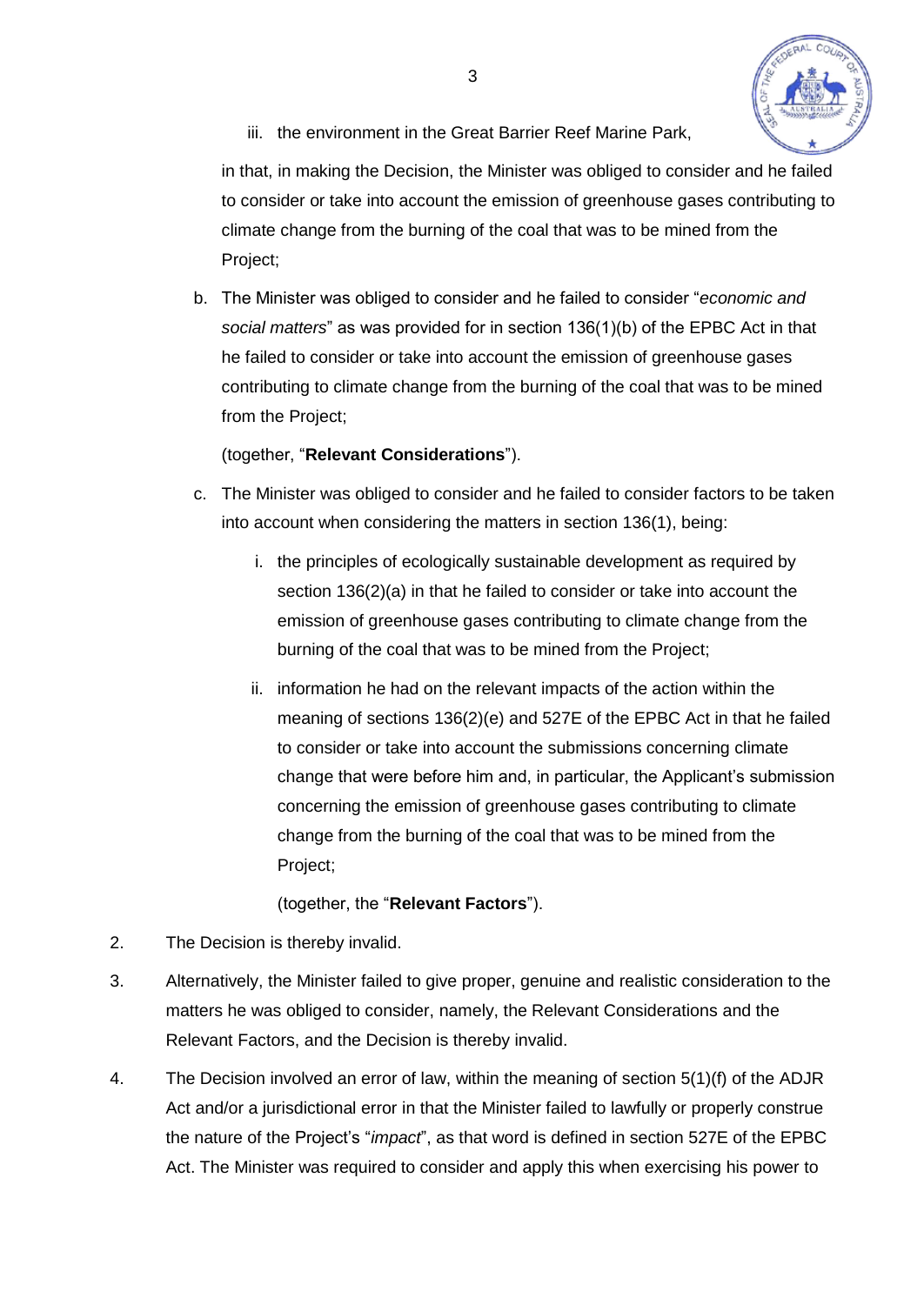iii. the environment in the Great Barrier Reef Marine Park,

in that, in making the Decision, the Minister was obliged to consider and he failed to consider or take into account the emission of greenhouse gases contributing to climate change from the burning of the coal that was to be mined from the Project;

b. The Minister was obliged to consider and he failed to consider "*economic and social matters*" as was provided for in section 136(1)(b) of the EPBC Act in that he failed to consider or take into account the emission of greenhouse gases contributing to climate change from the burning of the coal that was to be mined from the Project;

(together, "**Relevant Considerations**").

c. The Minister was obliged to consider and he failed to consider factors to be taken into account when considering the matters in section 136(1), being:

   i. the principles of ecologically sustainable development as required by section 136(2)(a) in that he failed to consider or take into account the emission of greenhouse gases contributing to climate change from the burning of the coal that was to be mined from the Project;

   ii. information he had on the relevant impacts of the action within the meaning of sections 136(2)(e) and 527E of the EPBC Act in that he failed to consider or take into account the submissions concerning climate change that were before him and, in particular, the Applicant's submission concerning the emission of greenhouse gases contributing to climate change from the burning of the coal that was to be mined from the Project;

   (together, the "**Relevant Factors**").

2. The Decision is thereby invalid.

3. Alternatively, the Minister failed to give proper, genuine and realistic consideration to the matters he was obliged to consider, namely, the Relevant Considerations and the Relevant Factors, and the Decision is thereby invalid.

4. The Decision involved an error of law, within the meaning of section 5(1)(f) of the ADJR Act and/or a jurisdictional error in that the Minister failed to lawfully or properly construe the nature of the Project's "*impact*", as that word is defined in section 527E of the EPBC Act. The Minister was required to consider and apply this when exercising his power to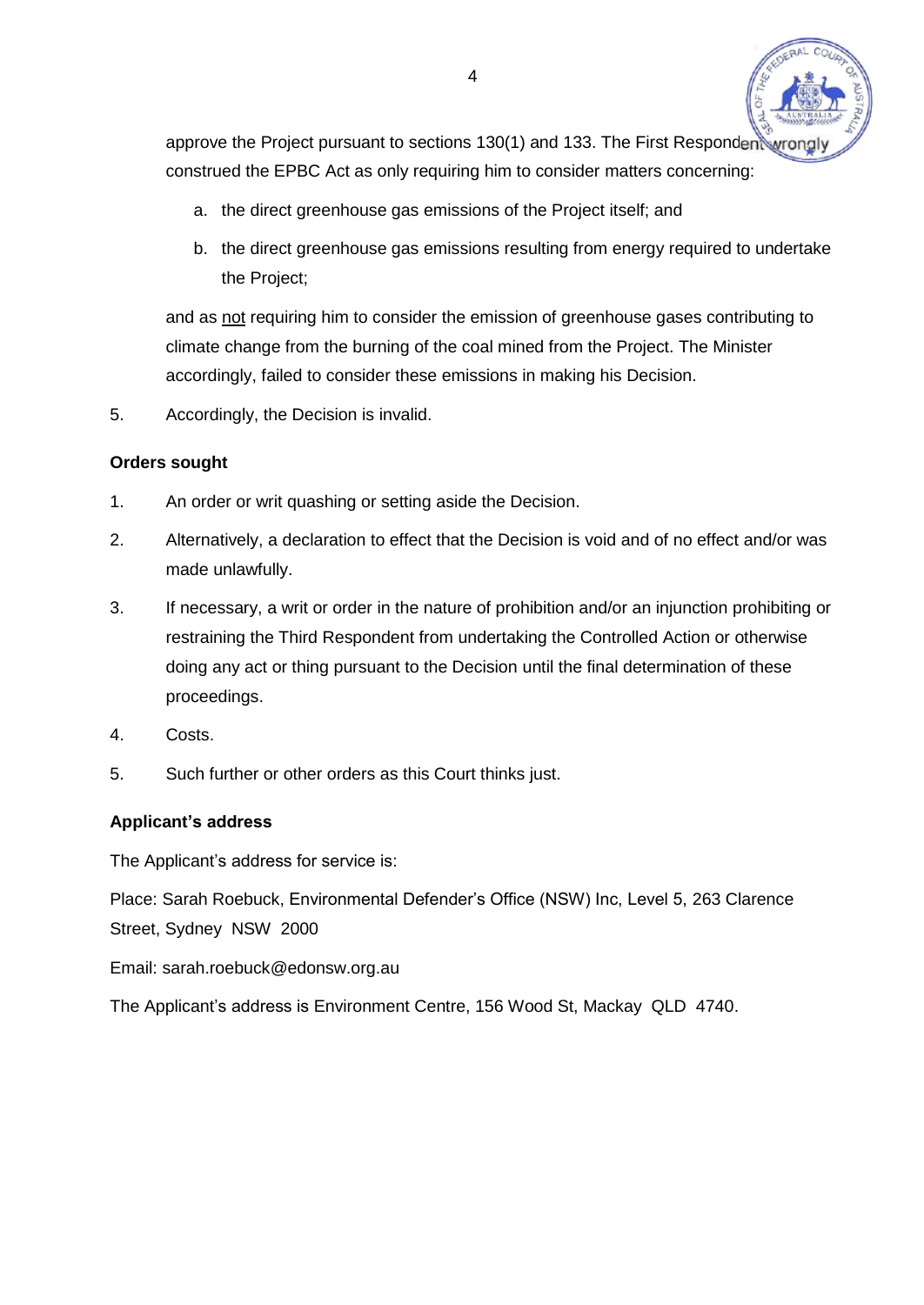approve the Project pursuant to sections 130(1) and 133. The First Respondent wrongly construed the EPBC Act as only requiring him to consider matters concerning:

   a. the direct greenhouse gas emissions of the Project itself; and

   b. the direct greenhouse gas emissions resulting from energy required to undertake the Project;

   and as not requiring him to consider the emission of greenhouse gases contributing to climate change from the burning of the coal mined from the Project. The Minister accordingly, failed to consider these emissions in making his Decision.

5. Accordingly, the Decision is invalid.

**Orders sought**

1. An order or writ quashing or setting aside the Decision.

2. Alternatively, a declaration to effect that the Decision is void and of no effect and/or was made unlawfully.

3. If necessary, a writ or order in the nature of prohibition and/or an injunction prohibiting or restraining the Third Respondent from undertaking the Controlled Action or otherwise doing any act or thing pursuant to the Decision until the final determination of these proceedings.

4. Costs.

5. Such further or other orders as this Court thinks just.

**Applicant's address**

The Applicant's address for service is:

Place: Sarah Roebuck, Environmental Defender's Office (NSW) Inc, Level 5, 263 Clarence Street, Sydney NSW 2000

Email: sarah.roebuck@edonsw.org.au

The Applicant's address is Environment Centre, 156 Wood St, Mackay QLD 4740.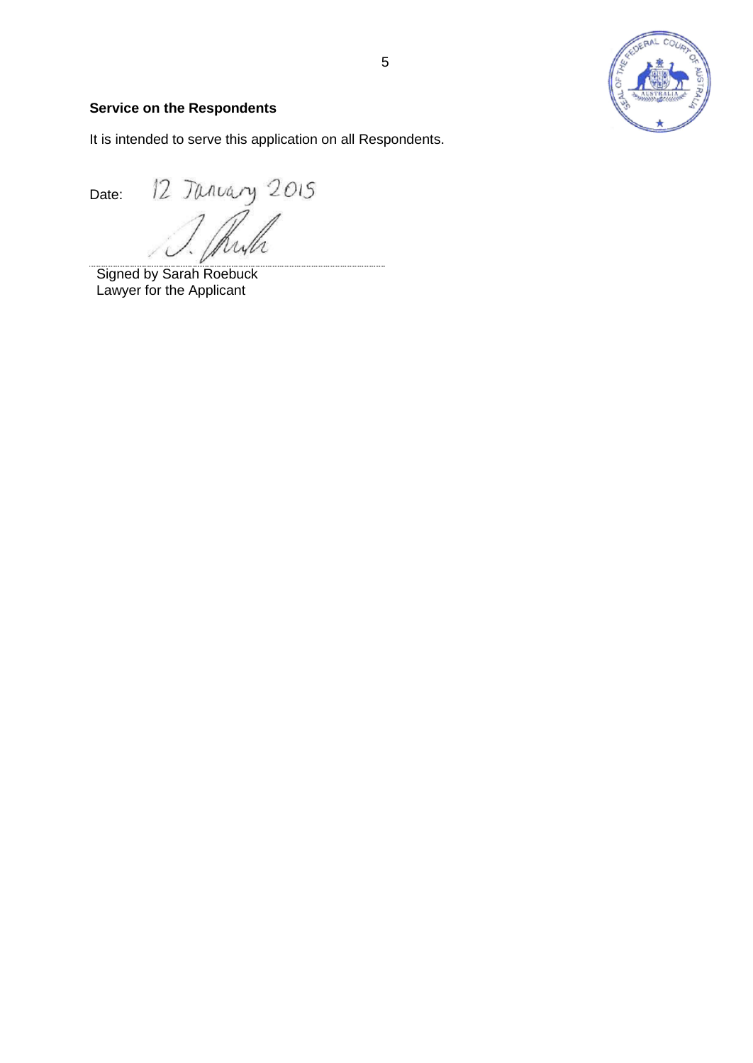**Service on the Respondents**

It is intended to serve this application on all Respondents.

Date: 12 January 2015

Signed by Sarah Roebuck
Lawyer for the Applicant